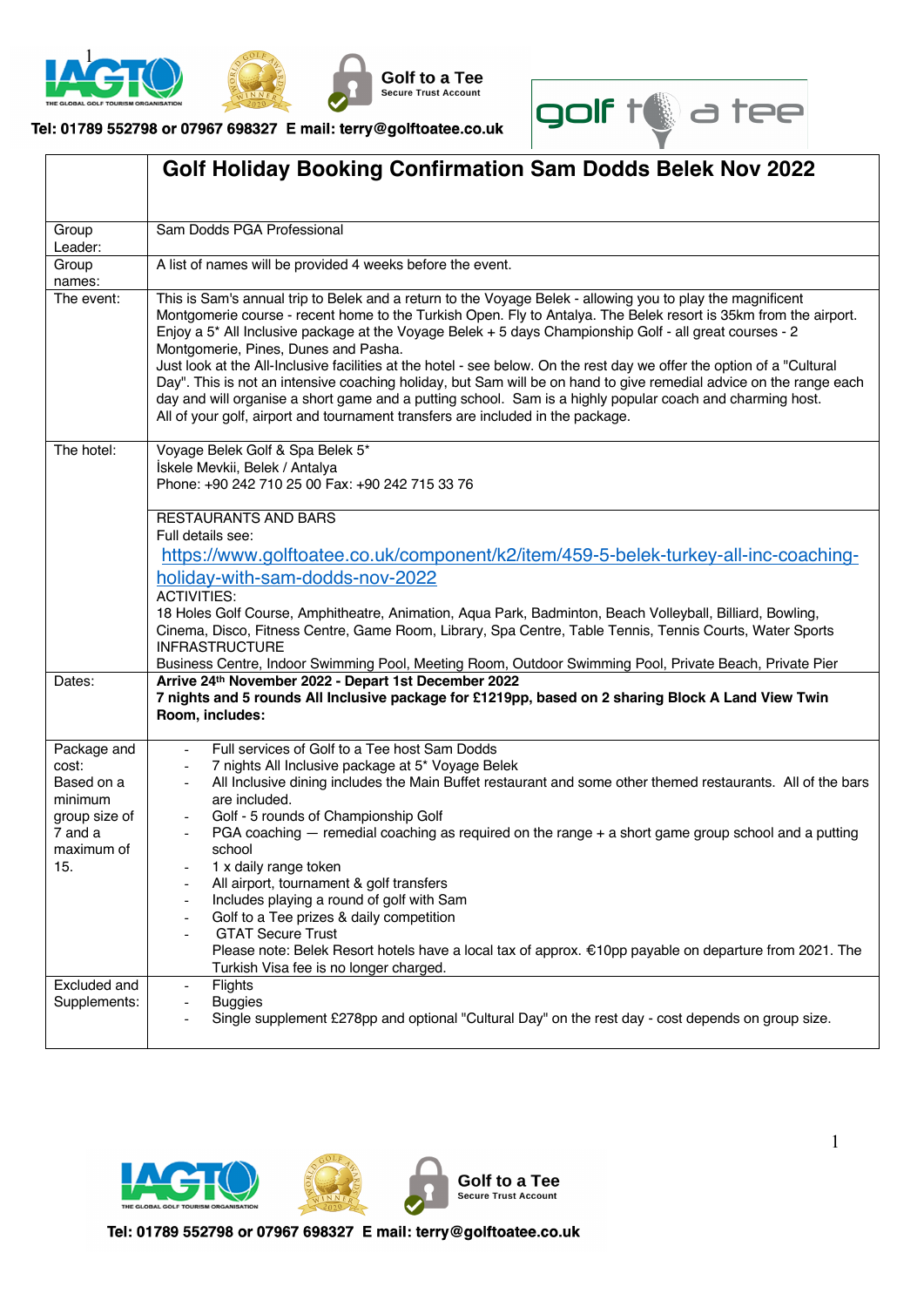Tel: 01789 552798 or 07967 698327 E mail: terry@golftoatee.co.uk

| | Golf Holiday Booking Confirmation Sam Dodds Belek Nov 2022 |
|---|---|
| Group Leader: | Sam Dodds PGA Professional |
| Group names: | A list of names will be provided 4 weeks before the event. |
| The event: | This is Sam's annual trip to Belek and a return to the Voyage Belek - allowing you to play the magnificent Montgomerie course - recent home to the Turkish Open. Fly to Antalya. The Belek resort is 35km from the airport. Enjoy a 5* All Inclusive package at the Voyage Belek + 5 days Championship Golf - all great courses - 2 Montgomerie, Pines, Dunes and Pasha.<br>Just look at the All-Inclusive facilities at the hotel - see below. On the rest day we offer the option of a "Cultural Day". This is not an intensive coaching holiday, but Sam will be on hand to give remedial advice on the range each day and will organise a short game and a putting school. Sam is a highly popular coach and charming host.<br>All of your golf, airport and tournament transfers are included in the package. |
| The hotel: | Voyage Belek Golf & Spa Belek 5*<br>İskele Mevkii, Belek / Antalya<br>Phone: +90 242 710 25 00 Fax: +90 242 715 33 76<br><br>RESTAURANTS AND BARS<br>Full details see:<br>https://www.golftoatee.co.uk/component/k2/item/459-5-belek-turkey-all-inc-coaching-holiday-with-sam-dodds-nov-2022<br>ACTIVITIES:<br>18 Holes Golf Course, Amphitheatre, Animation, Aqua Park, Badminton, Beach Volleyball, Billiard, Bowling, Cinema, Disco, Fitness Centre, Game Room, Library, Spa Centre, Table Tennis, Tennis Courts, Water Sports<br>INFRASTRUCTURE<br>Business Centre, Indoor Swimming Pool, Meeting Room, Outdoor Swimming Pool, Private Beach, Private Pier |
| Dates: | **Arrive 24th November 2022 - Depart 1st December 2022**<br>**7 nights and 5 rounds All Inclusive package for £1219pp, based on 2 sharing Block A Land View Twin Room, includes:** |
| Package and cost:<br>Based on a minimum group size of 7 and a maximum of 15. | - Full services of Golf to a Tee host Sam Dodds<br>- 7 nights All Inclusive package at 5* Voyage Belek<br>- All Inclusive dining includes the Main Buffet restaurant and some other themed restaurants. All of the bars are included.<br>- Golf - 5 rounds of Championship Golf<br>- PGA coaching — remedial coaching as required on the range + a short game group school and a putting school<br>- 1 x daily range token<br>- All airport, tournament & golf transfers<br>- Includes playing a round of golf with Sam<br>- Golf to a Tee prizes & daily competition<br>- GTAT Secure Trust<br>Please note: Belek Resort hotels have a local tax of approx. €10pp payable on departure from 2021. The Turkish Visa fee is no longer charged. |
| Excluded and Supplements: | - Flights<br>- Buggies<br>- Single supplement £278pp and optional "Cultural Day" on the rest day - cost depends on group size. |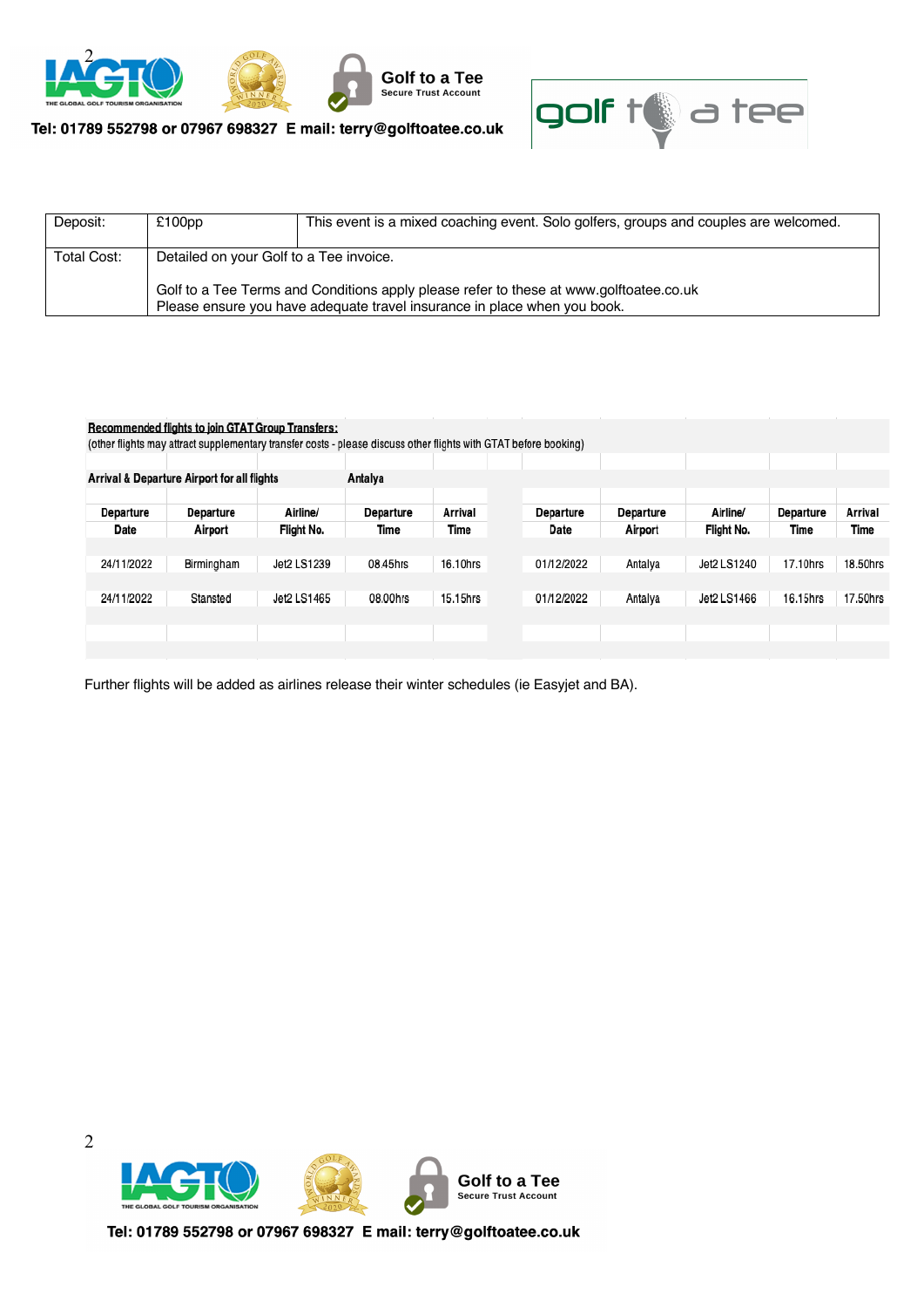| | | |
|---|---|---|
| Deposit: | £100pp | This event is a mixed coaching event. Solo golfers, groups and couples are welcomed. |
| Total Cost: | Detailed on your Golf to a Tee invoice.<br><br>Golf to a Tee Terms and Conditions apply please refer to these at www.golftoatee.co.uk<br>Please ensure you have adequate travel insurance in place when you book. | |

**Recommended flights to join GTAT Group Transfers:**
(other flights may attract supplementary transfer costs - please discuss other flights with GTAT before booking)

**Arrival & Departure Airport for all flights** **Antalya**

| Departure Date | Departure Airport | Airline/ Flight No. | Departure Time | Arrival Time | | Departure Date | Departure Airport | Airline/ Flight No. | Departure Time | Arrival Time |
|---|---|---|---|---|---|---|---|---|---|---|
| 24/11/2022 | Birmingham | Jet2 LS1239 | 08.45hrs | 16.10hrs | | 01/12/2022 | Antalya | Jet2 LS1240 | 17.10hrs | 18.50hrs |
| 24/11/2022 | Stansted | Jet2 LS1465 | 08.00hrs | 15.15hrs | | 01/12/2022 | Antalya | Jet2 LS1466 | 16.15hrs | 17.50hrs |

Further flights will be added as airlines release their winter schedules (ie Easyjet and BA).